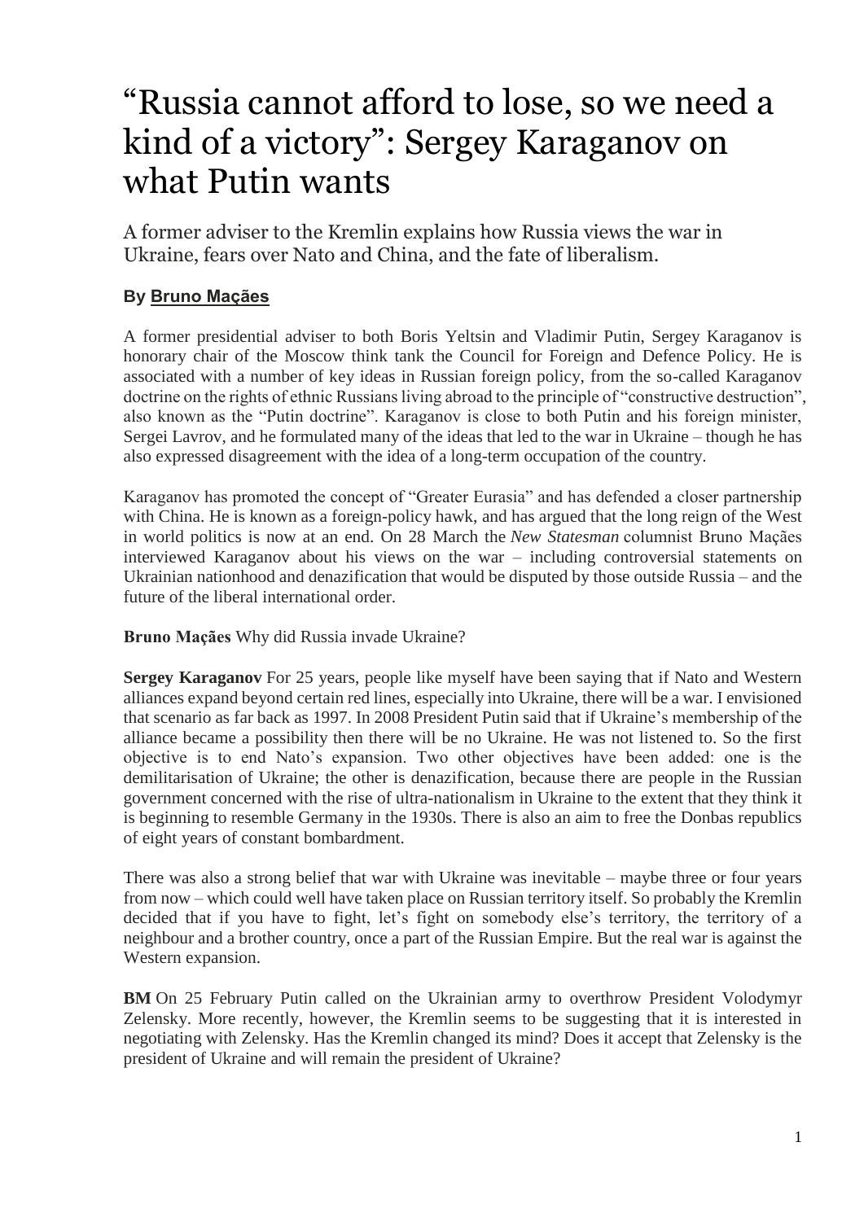# “Russia cannot afford to lose, so we need a kind of a victory”: Sergey Karaganov on what Putin wants

A former adviser to the Kremlin explains how Russia views the war in Ukraine, fears over Nato and China, and the fate of liberalism.

**By Bruno Maçães**

A former presidential adviser to both Boris Yeltsin and Vladimir Putin, Sergey Karaganov is honorary chair of the Moscow think tank the Council for Foreign and Defence Policy. He is associated with a number of key ideas in Russian foreign policy, from the so-called Karaganov doctrine on the rights of ethnic Russians living abroad to the principle of “constructive destruction”, also known as the “Putin doctrine”. Karaganov is close to both Putin and his foreign minister, Sergei Lavrov, and he formulated many of the ideas that led to the war in Ukraine – though he has also expressed disagreement with the idea of a long-term occupation of the country.

Karaganov has promoted the concept of “Greater Eurasia” and has defended a closer partnership with China. He is known as a foreign-policy hawk, and has argued that the long reign of the West in world politics is now at an end. On 28 March the *New Statesman* columnist Bruno Maçães interviewed Karaganov about his views on the war – including controversial statements on Ukrainian nationhood and denazification that would be disputed by those outside Russia – and the future of the liberal international order.

**Bruno Maçães** Why did Russia invade Ukraine?

**Sergey Karaganov** For 25 years, people like myself have been saying that if Nato and Western alliances expand beyond certain red lines, especially into Ukraine, there will be a war. I envisioned that scenario as far back as 1997. In 2008 President Putin said that if Ukraine’s membership of the alliance became a possibility then there will be no Ukraine. He was not listened to. So the first objective is to end Nato’s expansion. Two other objectives have been added: one is the demilitarisation of Ukraine; the other is denazification, because there are people in the Russian government concerned with the rise of ultra-nationalism in Ukraine to the extent that they think it is beginning to resemble Germany in the 1930s. There is also an aim to free the Donbas republics of eight years of constant bombardment.

There was also a strong belief that war with Ukraine was inevitable – maybe three or four years from now – which could well have taken place on Russian territory itself. So probably the Kremlin decided that if you have to fight, let’s fight on somebody else’s territory, the territory of a neighbour and a brother country, once a part of the Russian Empire. But the real war is against the Western expansion.

**BM** On 25 February Putin called on the Ukrainian army to overthrow President Volodymyr Zelensky. More recently, however, the Kremlin seems to be suggesting that it is interested in negotiating with Zelensky. Has the Kremlin changed its mind? Does it accept that Zelensky is the president of Ukraine and will remain the president of Ukraine?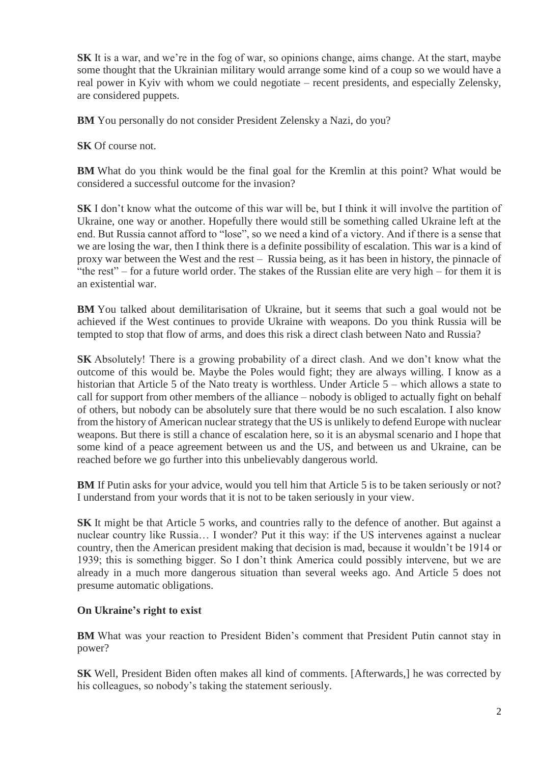**SK** It is a war, and we're in the fog of war, so opinions change, aims change. At the start, maybe some thought that the Ukrainian military would arrange some kind of a coup so we would have a real power in Kyiv with whom we could negotiate – recent presidents, and especially Zelensky, are considered puppets.

**BM** You personally do not consider President Zelensky a Nazi, do you?

**SK** Of course not.

**BM** What do you think would be the final goal for the Kremlin at this point? What would be considered a successful outcome for the invasion?

**SK** I don't know what the outcome of this war will be, but I think it will involve the partition of Ukraine, one way or another. Hopefully there would still be something called Ukraine left at the end. But Russia cannot afford to "lose", so we need a kind of a victory. And if there is a sense that we are losing the war, then I think there is a definite possibility of escalation. This war is a kind of proxy war between the West and the rest – Russia being, as it has been in history, the pinnacle of "the rest" – for a future world order. The stakes of the Russian elite are very high – for them it is an existential war.

**BM** You talked about demilitarisation of Ukraine, but it seems that such a goal would not be achieved if the West continues to provide Ukraine with weapons. Do you think Russia will be tempted to stop that flow of arms, and does this risk a direct clash between Nato and Russia?

**SK** Absolutely! There is a growing probability of a direct clash. And we don't know what the outcome of this would be. Maybe the Poles would fight; they are always willing. I know as a historian that Article 5 of the Nato treaty is worthless. Under Article 5 – which allows a state to call for support from other members of the alliance – nobody is obliged to actually fight on behalf of others, but nobody can be absolutely sure that there would be no such escalation. I also know from the history of American nuclear strategy that the US is unlikely to defend Europe with nuclear weapons. But there is still a chance of escalation here, so it is an abysmal scenario and I hope that some kind of a peace agreement between us and the US, and between us and Ukraine, can be reached before we go further into this unbelievably dangerous world.

**BM** If Putin asks for your advice, would you tell him that Article 5 is to be taken seriously or not? I understand from your words that it is not to be taken seriously in your view.

**SK** It might be that Article 5 works, and countries rally to the defence of another. But against a nuclear country like Russia… I wonder? Put it this way: if the US intervenes against a nuclear country, then the American president making that decision is mad, because it wouldn't be 1914 or 1939; this is something bigger. So I don't think America could possibly intervene, but we are already in a much more dangerous situation than several weeks ago. And Article 5 does not presume automatic obligations.

### On Ukraine's right to exist

**BM** What was your reaction to President Biden's comment that President Putin cannot stay in power?

**SK** Well, President Biden often makes all kind of comments. [Afterwards,] he was corrected by his colleagues, so nobody's taking the statement seriously.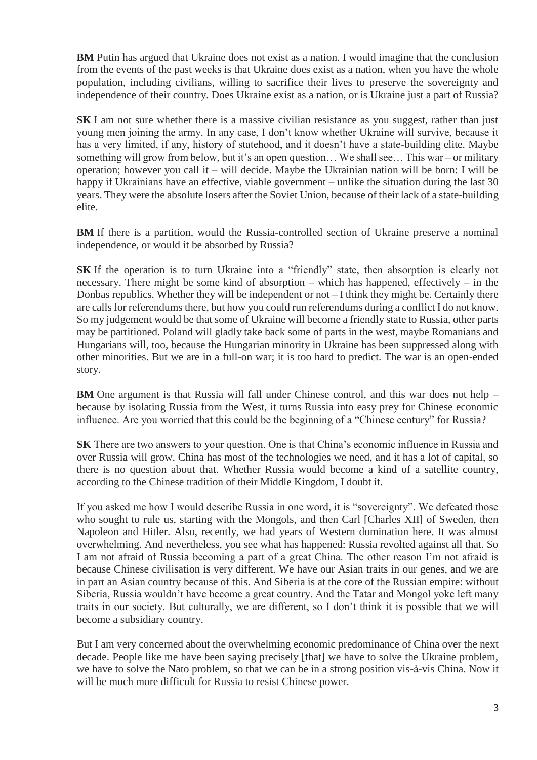**BM** Putin has argued that Ukraine does not exist as a nation. I would imagine that the conclusion from the events of the past weeks is that Ukraine does exist as a nation, when you have the whole population, including civilians, willing to sacrifice their lives to preserve the sovereignty and independence of their country. Does Ukraine exist as a nation, or is Ukraine just a part of Russia?

**SK** I am not sure whether there is a massive civilian resistance as you suggest, rather than just young men joining the army. In any case, I don't know whether Ukraine will survive, because it has a very limited, if any, history of statehood, and it doesn't have a state-building elite. Maybe something will grow from below, but it's an open question… We shall see… This war – or military operation; however you call it – will decide. Maybe the Ukrainian nation will be born: I will be happy if Ukrainians have an effective, viable government – unlike the situation during the last 30 years. They were the absolute losers after the Soviet Union, because of their lack of a state-building elite.

**BM** If there is a partition, would the Russia-controlled section of Ukraine preserve a nominal independence, or would it be absorbed by Russia?

**SK** If the operation is to turn Ukraine into a "friendly" state, then absorption is clearly not necessary. There might be some kind of absorption – which has happened, effectively – in the Donbas republics. Whether they will be independent or not – I think they might be. Certainly there are calls for referendums there, but how you could run referendums during a conflict I do not know. So my judgement would be that some of Ukraine will become a friendly state to Russia, other parts may be partitioned. Poland will gladly take back some of parts in the west, maybe Romanians and Hungarians will, too, because the Hungarian minority in Ukraine has been suppressed along with other minorities. But we are in a full-on war; it is too hard to predict. The war is an open-ended story.

**BM** One argument is that Russia will fall under Chinese control, and this war does not help – because by isolating Russia from the West, it turns Russia into easy prey for Chinese economic influence. Are you worried that this could be the beginning of a "Chinese century" for Russia?

**SK** There are two answers to your question. One is that China's economic influence in Russia and over Russia will grow. China has most of the technologies we need, and it has a lot of capital, so there is no question about that. Whether Russia would become a kind of a satellite country, according to the Chinese tradition of their Middle Kingdom, I doubt it.

If you asked me how I would describe Russia in one word, it is "sovereignty". We defeated those who sought to rule us, starting with the Mongols, and then Carl [Charles XII] of Sweden, then Napoleon and Hitler. Also, recently, we had years of Western domination here. It was almost overwhelming. And nevertheless, you see what has happened: Russia revolted against all that. So I am not afraid of Russia becoming a part of a great China. The other reason I'm not afraid is because Chinese civilisation is very different. We have our Asian traits in our genes, and we are in part an Asian country because of this. And Siberia is at the core of the Russian empire: without Siberia, Russia wouldn't have become a great country. And the Tatar and Mongol yoke left many traits in our society. But culturally, we are different, so I don't think it is possible that we will become a subsidiary country.

But I am very concerned about the overwhelming economic predominance of China over the next decade. People like me have been saying precisely [that] we have to solve the Ukraine problem, we have to solve the Nato problem, so that we can be in a strong position vis-à-vis China. Now it will be much more difficult for Russia to resist Chinese power.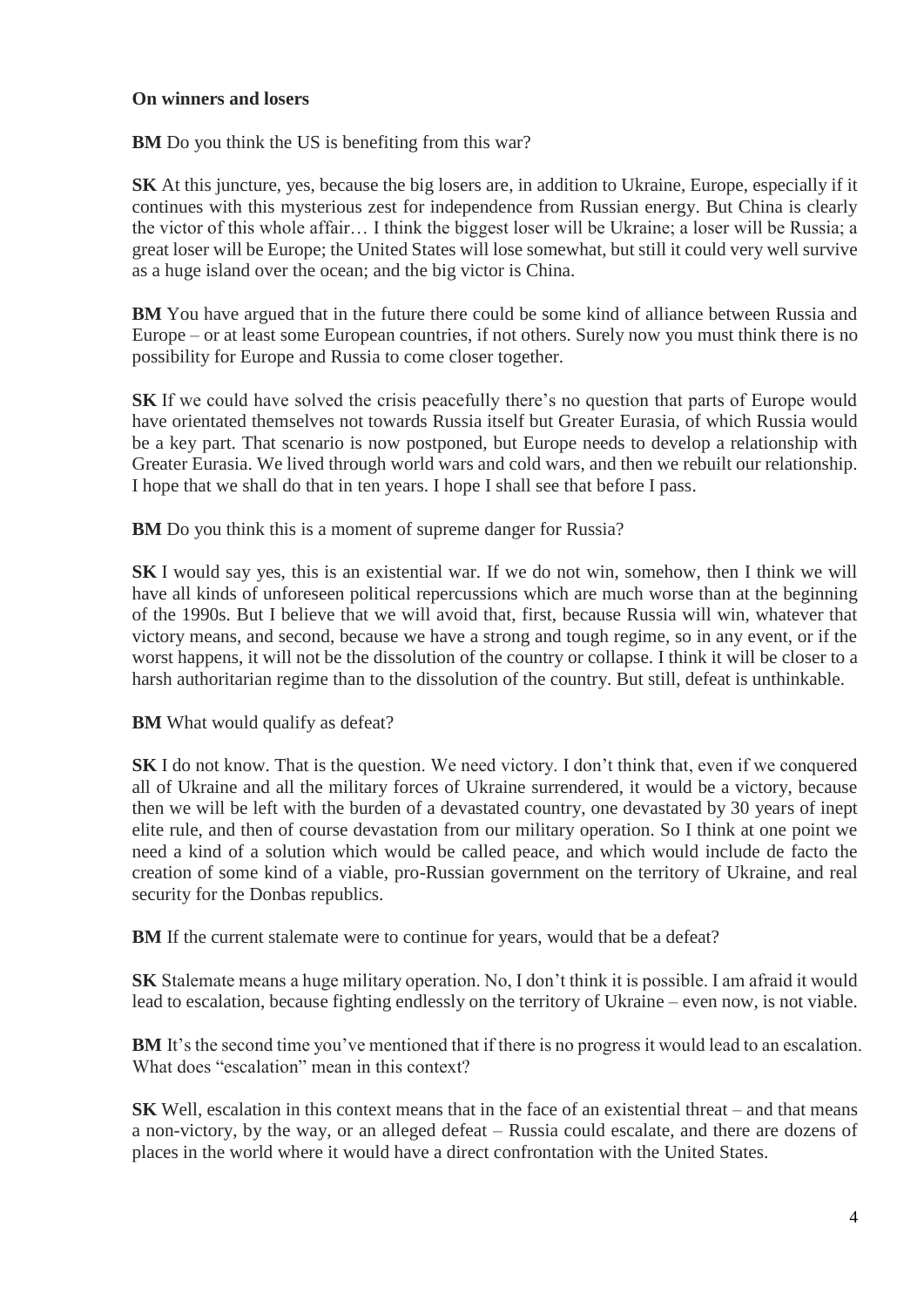**On winners and losers**

**BM** Do you think the US is benefiting from this war?

**SK** At this juncture, yes, because the big losers are, in addition to Ukraine, Europe, especially if it continues with this mysterious zest for independence from Russian energy. But China is clearly the victor of this whole affair… I think the biggest loser will be Ukraine; a loser will be Russia; a great loser will be Europe; the United States will lose somewhat, but still it could very well survive as a huge island over the ocean; and the big victor is China.

**BM** You have argued that in the future there could be some kind of alliance between Russia and Europe – or at least some European countries, if not others. Surely now you must think there is no possibility for Europe and Russia to come closer together.

**SK** If we could have solved the crisis peacefully there's no question that parts of Europe would have orientated themselves not towards Russia itself but Greater Eurasia, of which Russia would be a key part. That scenario is now postponed, but Europe needs to develop a relationship with Greater Eurasia. We lived through world wars and cold wars, and then we rebuilt our relationship. I hope that we shall do that in ten years. I hope I shall see that before I pass.

**BM** Do you think this is a moment of supreme danger for Russia?

**SK** I would say yes, this is an existential war. If we do not win, somehow, then I think we will have all kinds of unforeseen political repercussions which are much worse than at the beginning of the 1990s. But I believe that we will avoid that, first, because Russia will win, whatever that victory means, and second, because we have a strong and tough regime, so in any event, or if the worst happens, it will not be the dissolution of the country or collapse. I think it will be closer to a harsh authoritarian regime than to the dissolution of the country. But still, defeat is unthinkable.

**BM** What would qualify as defeat?

**SK** I do not know. That is the question. We need victory. I don't think that, even if we conquered all of Ukraine and all the military forces of Ukraine surrendered, it would be a victory, because then we will be left with the burden of a devastated country, one devastated by 30 years of inept elite rule, and then of course devastation from our military operation. So I think at one point we need a kind of a solution which would be called peace, and which would include de facto the creation of some kind of a viable, pro-Russian government on the territory of Ukraine, and real security for the Donbas republics.

**BM** If the current stalemate were to continue for years, would that be a defeat?

**SK** Stalemate means a huge military operation. No, I don't think it is possible. I am afraid it would lead to escalation, because fighting endlessly on the territory of Ukraine – even now, is not viable.

**BM** It's the second time you've mentioned that if there is no progress it would lead to an escalation. What does "escalation" mean in this context?

**SK** Well, escalation in this context means that in the face of an existential threat – and that means a non-victory, by the way, or an alleged defeat – Russia could escalate, and there are dozens of places in the world where it would have a direct confrontation with the United States.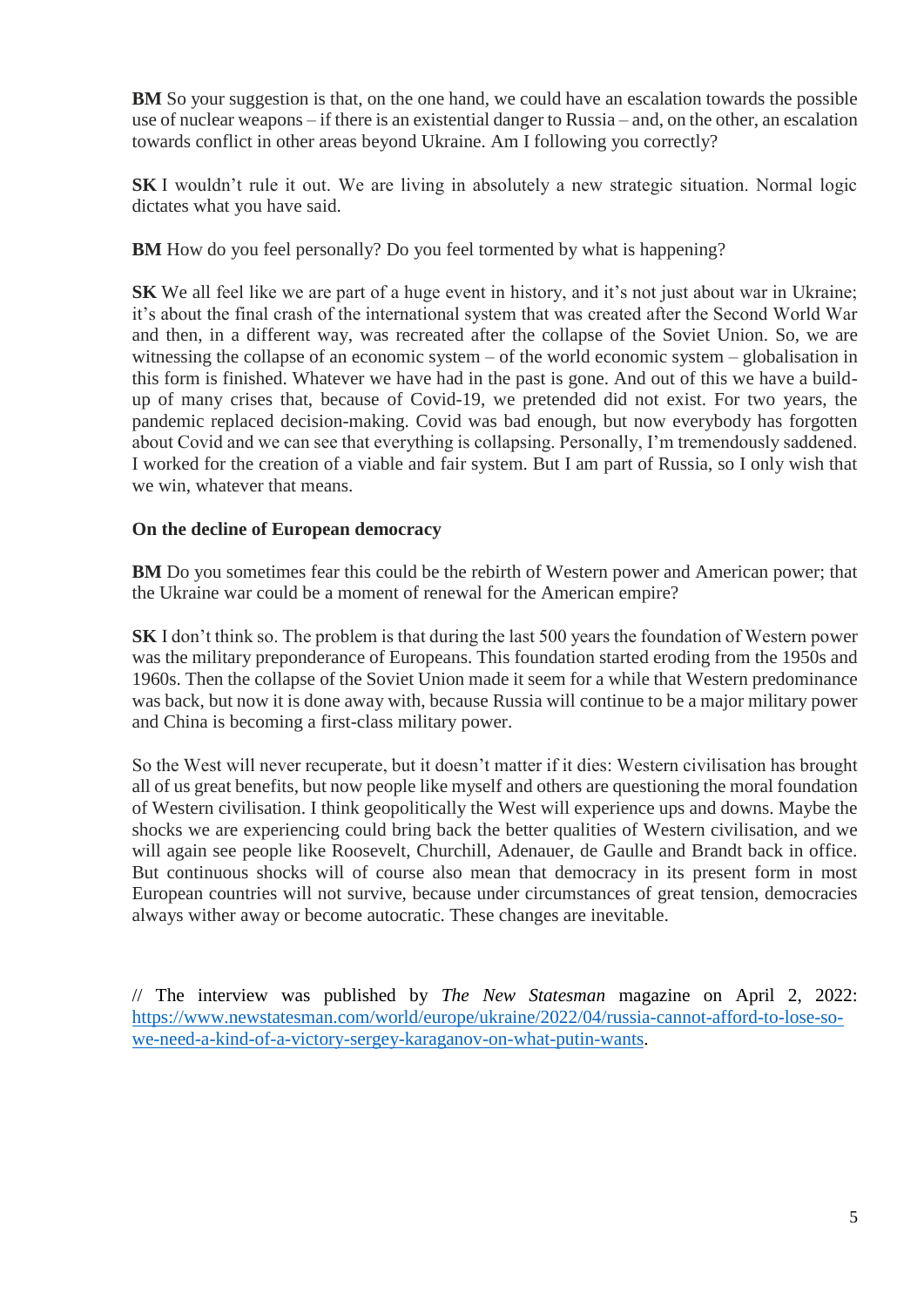**BM** So your suggestion is that, on the one hand, we could have an escalation towards the possible use of nuclear weapons – if there is an existential danger to Russia – and, on the other, an escalation towards conflict in other areas beyond Ukraine. Am I following you correctly?

**SK** I wouldn't rule it out. We are living in absolutely a new strategic situation. Normal logic dictates what you have said.

**BM** How do you feel personally? Do you feel tormented by what is happening?

**SK** We all feel like we are part of a huge event in history, and it's not just about war in Ukraine; it's about the final crash of the international system that was created after the Second World War and then, in a different way, was recreated after the collapse of the Soviet Union. So, we are witnessing the collapse of an economic system – of the world economic system – globalisation in this form is finished. Whatever we have had in the past is gone. And out of this we have a build-up of many crises that, because of Covid-19, we pretended did not exist. For two years, the pandemic replaced decision-making. Covid was bad enough, but now everybody has forgotten about Covid and we can see that everything is collapsing. Personally, I'm tremendously saddened. I worked for the creation of a viable and fair system. But I am part of Russia, so I only wish that we win, whatever that means.

**On the decline of European democracy**

**BM** Do you sometimes fear this could be the rebirth of Western power and American power; that the Ukraine war could be a moment of renewal for the American empire?

**SK** I don't think so. The problem is that during the last 500 years the foundation of Western power was the military preponderance of Europeans. This foundation started eroding from the 1950s and 1960s. Then the collapse of the Soviet Union made it seem for a while that Western predominance was back, but now it is done away with, because Russia will continue to be a major military power and China is becoming a first-class military power.

So the West will never recuperate, but it doesn't matter if it dies: Western civilisation has brought all of us great benefits, but now people like myself and others are questioning the moral foundation of Western civilisation. I think geopolitically the West will experience ups and downs. Maybe the shocks we are experiencing could bring back the better qualities of Western civilisation, and we will again see people like Roosevelt, Churchill, Adenauer, de Gaulle and Brandt back in office. But continuous shocks will of course also mean that democracy in its present form in most European countries will not survive, because under circumstances of great tension, democracies always wither away or become autocratic. These changes are inevitable.

// The interview was published by *The New Statesman* magazine on April 2, 2022: [https://www.newstatesman.com/world/europe/ukraine/2022/04/russia-cannot-afford-to-lose-so-we-need-a-kind-of-a-victory-sergey-karaganov-on-what-putin-wants](https://www.newstatesman.com/world/europe/ukraine/2022/04/russia-cannot-afford-to-lose-so-we-need-a-kind-of-a-victory-sergey-karaganov-on-what-putin-wants).